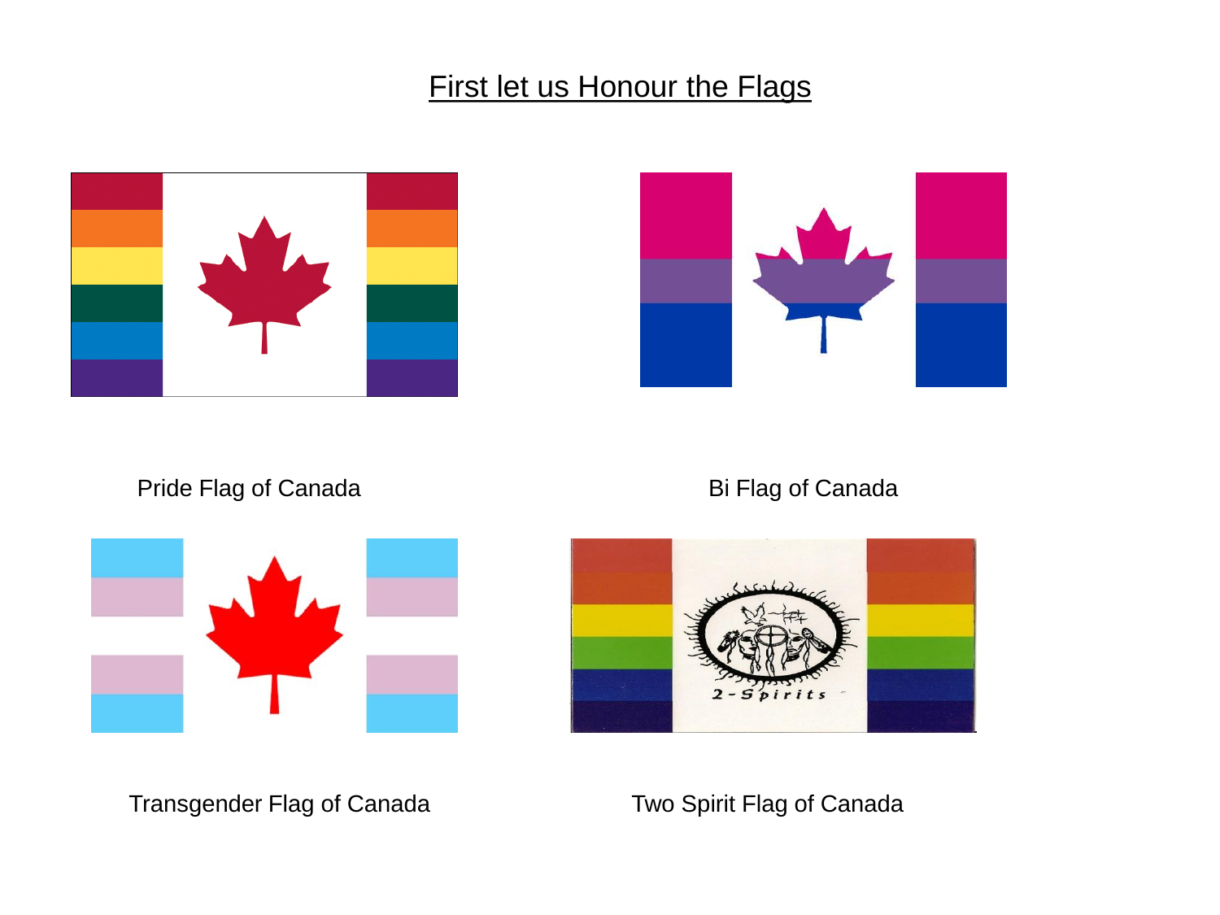# First let us Honour the Flags

Pride Flag of Canada

Bi Flag of Canada

Transgender Flag of Canada

Two Spirit Flag of Canada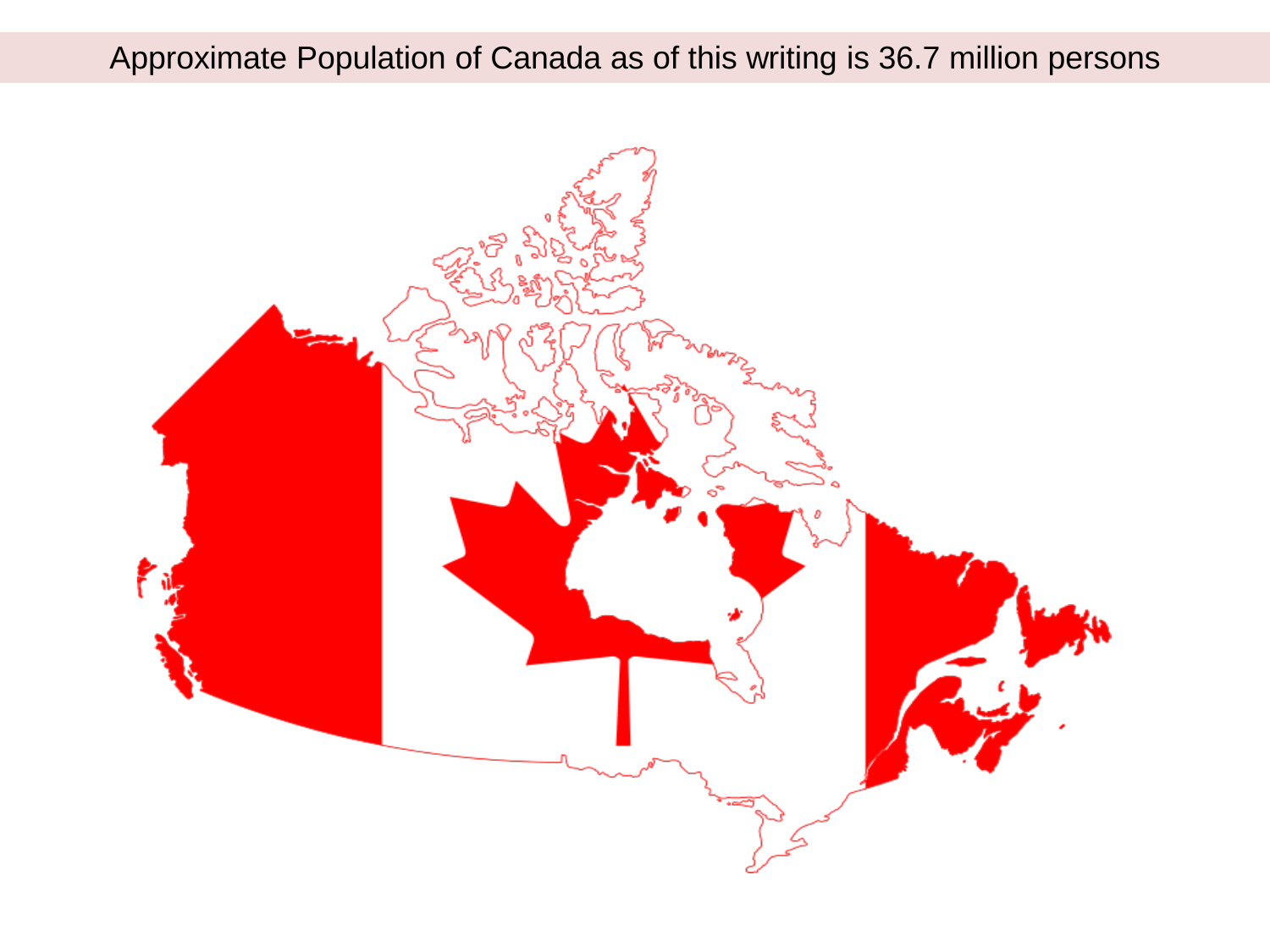Approximate Population of Canada as of this writing is 36.7 million persons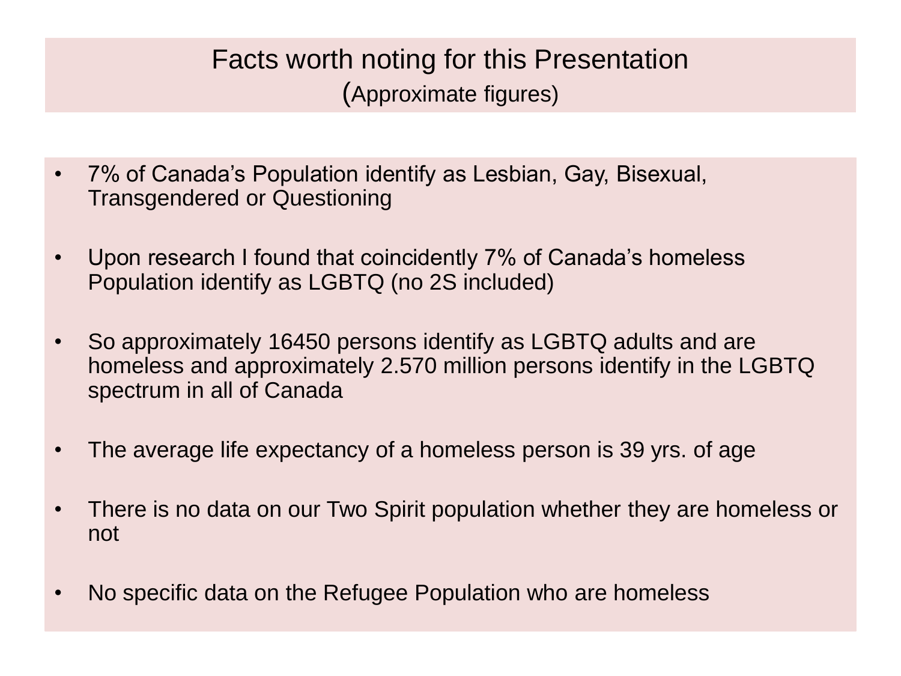# Facts worth noting for this Presentation
(Approximate figures)

- 7% of Canada's Population identify as Lesbian, Gay, Bisexual, Transgendered or Questioning
- Upon research I found that coincidently 7% of Canada's homeless Population identify as LGBTQ (no 2S included)
- So approximately 16450 persons identify as LGBTQ adults and are homeless and approximately 2.570 million persons identify in the LGBTQ spectrum in all of Canada
- The average life expectancy of a homeless person is 39 yrs. of age
- There is no data on our Two Spirit population whether they are homeless or not
- No specific data on the Refugee Population who are homeless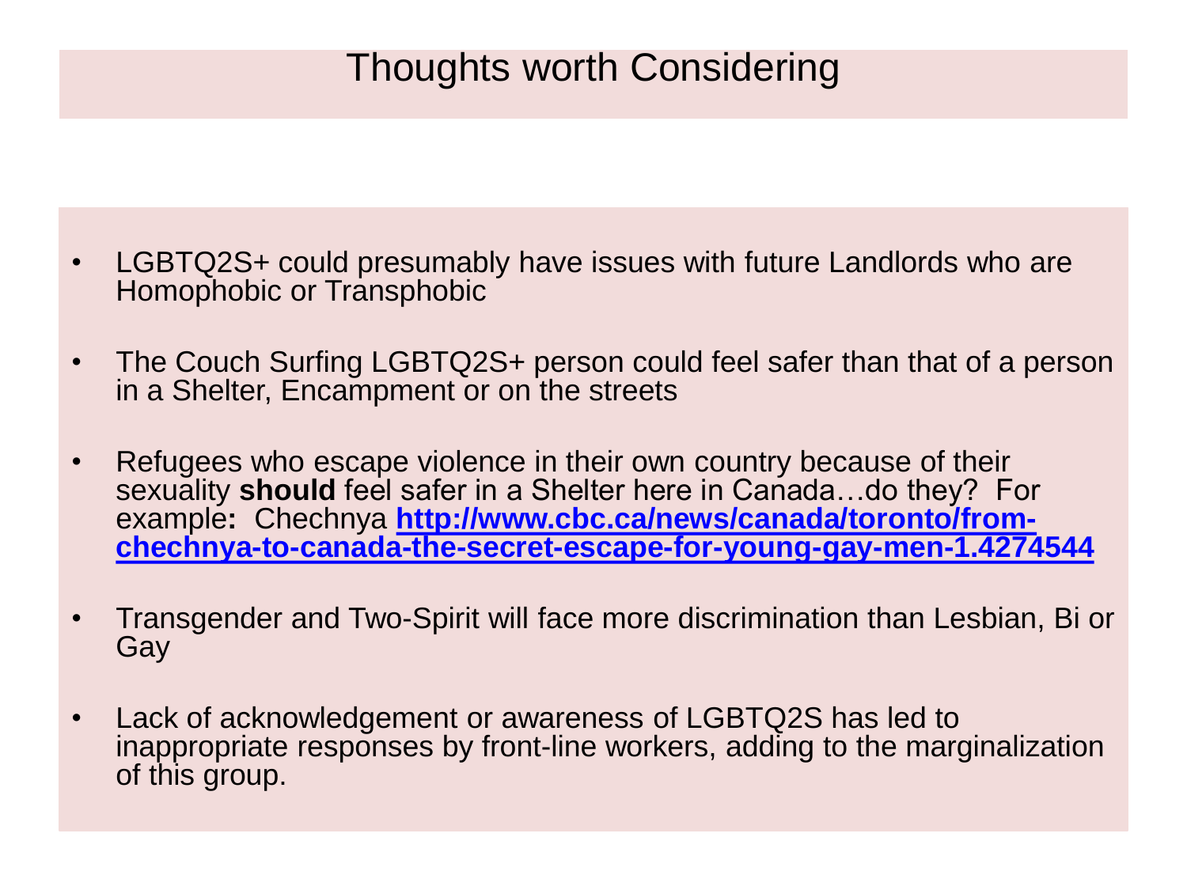# Thoughts worth Considering

- LGBTQ2S+ could presumably have issues with future Landlords who are Homophobic or Transphobic
- The Couch Surfing LGBTQ2S+ person could feel safer than that of a person in a Shelter, Encampment or on the streets
- Refugees who escape violence in their own country because of their sexuality **should** feel safer in a Shelter here in Canada…do they? For example**:** Chechnya **[http://www.cbc.ca/news/canada/toronto/from-chechnya-to-canada-the-secret-escape-for-young-gay-men-1.4274544](http://www.cbc.ca/news/canada/toronto/from-chechnya-to-canada-the-secret-escape-for-young-gay-men-1.4274544)**
- Transgender and Two-Spirit will face more discrimination than Lesbian, Bi or Gay
- Lack of acknowledgement or awareness of LGBTQ2S has led to inappropriate responses by front-line workers, adding to the marginalization of this group.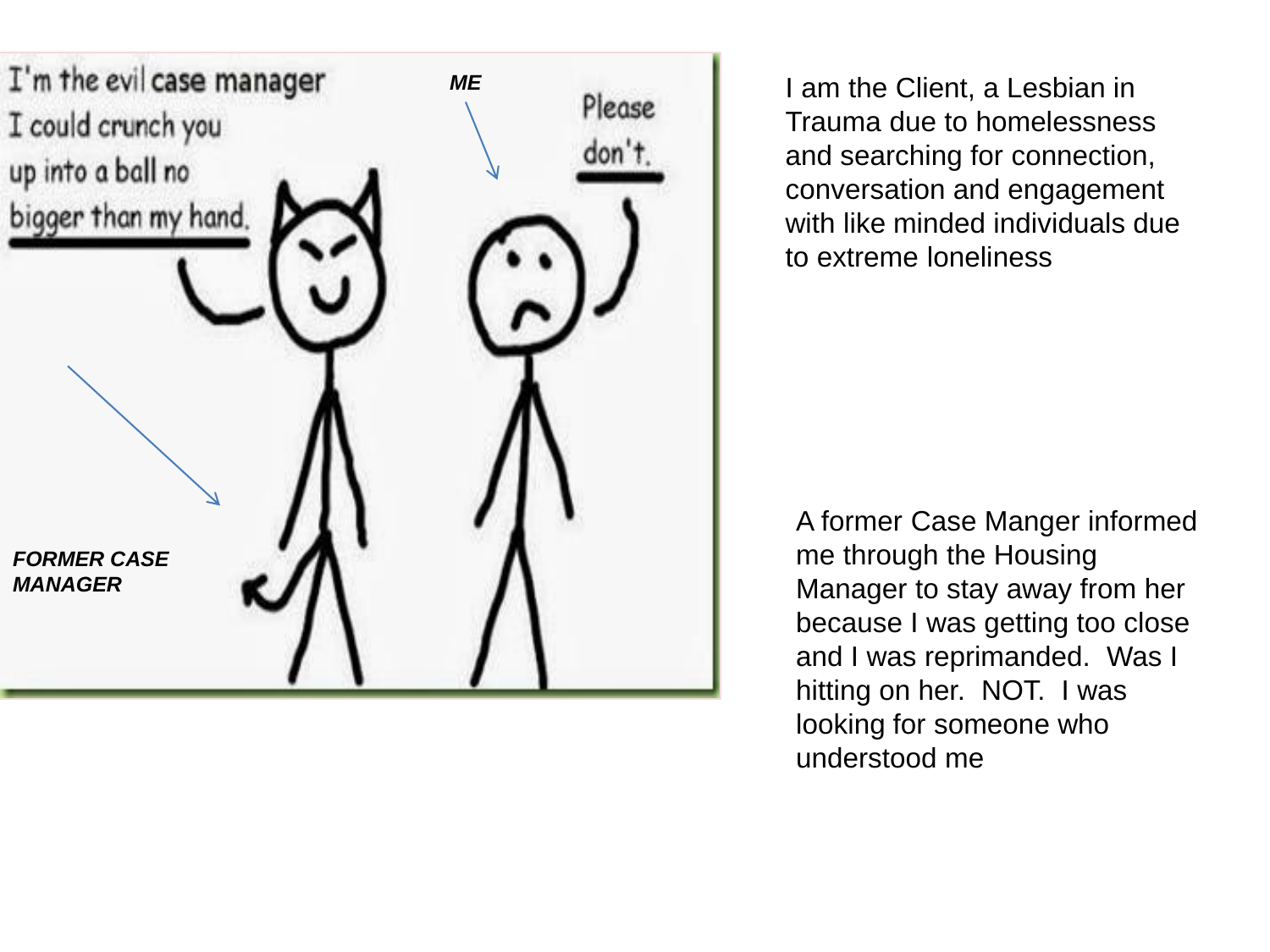I'm the evil case manager I could crunch you up into a ball no bigger than my hand.

*ME*

Please don't.

*FORMER CASE MANAGER*

I am the Client, a Lesbian in Trauma due to homelessness and searching for connection, conversation and engagement with like minded individuals due to extreme loneliness

A former Case Manger informed me through the Housing Manager to stay away from her because I was getting too close and I was reprimanded. Was I hitting on her. NOT. I was looking for someone who understood me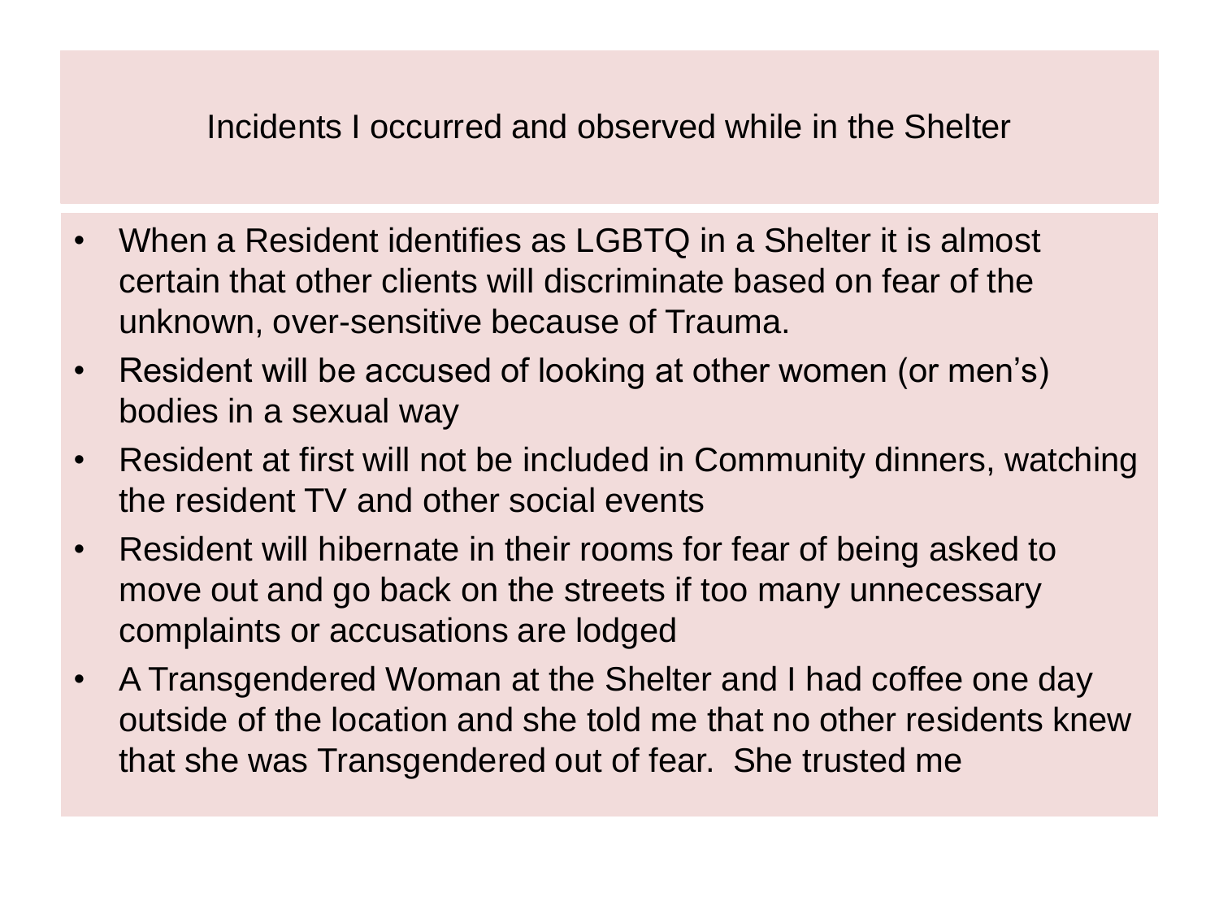# Incidents I occurred and observed while in the Shelter

- When a Resident identifies as LGBTQ in a Shelter it is almost certain that other clients will discriminate based on fear of the unknown, over-sensitive because of Trauma.
- Resident will be accused of looking at other women (or men's) bodies in a sexual way
- Resident at first will not be included in Community dinners, watching the resident TV and other social events
- Resident will hibernate in their rooms for fear of being asked to move out and go back on the streets if too many unnecessary complaints or accusations are lodged
- A Transgendered Woman at the Shelter and I had coffee one day outside of the location and she told me that no other residents knew that she was Transgendered out of fear. She trusted me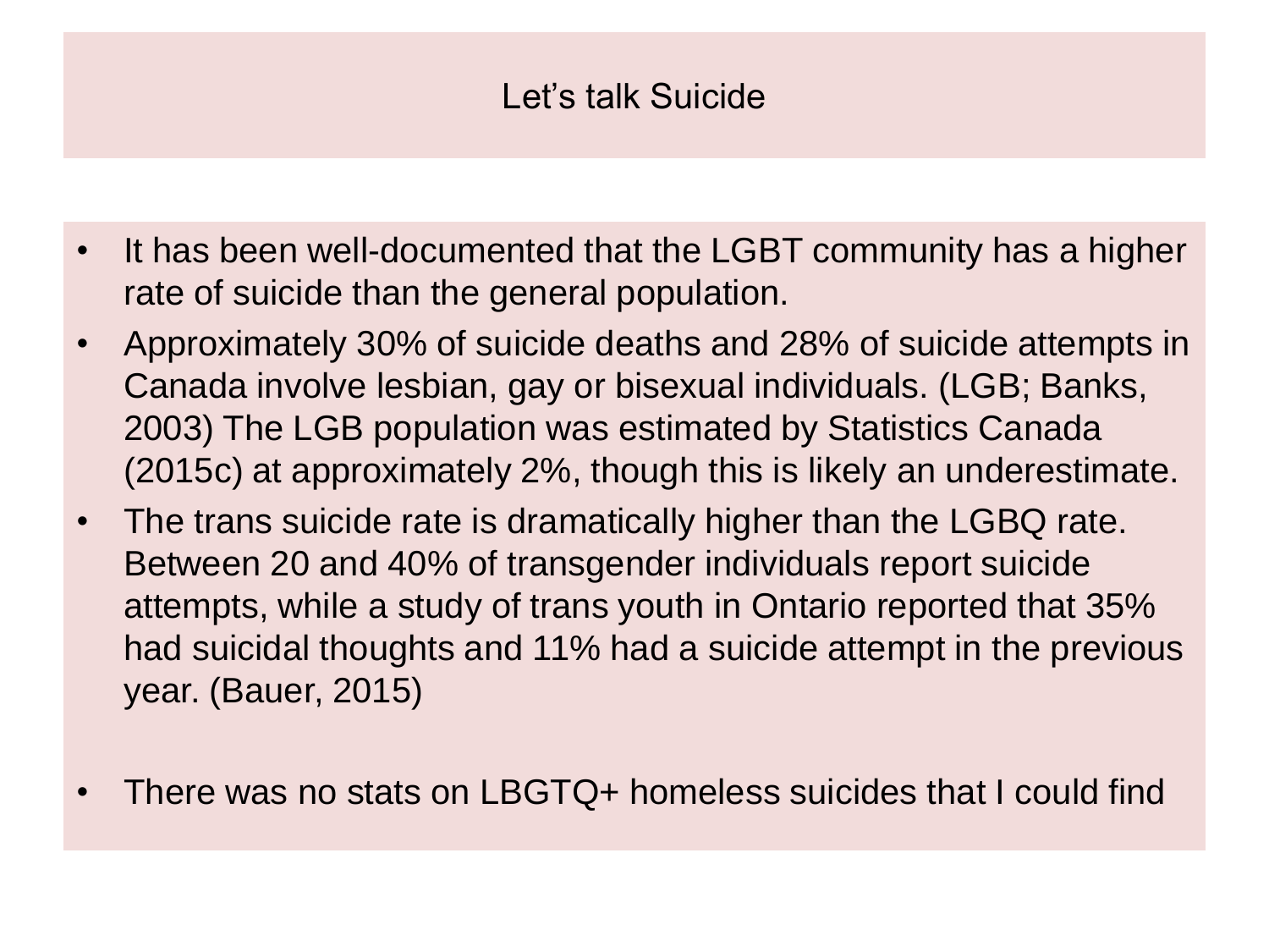# Let's talk Suicide

- It has been well-documented that the LGBT community has a higher rate of suicide than the general population.
- Approximately 30% of suicide deaths and 28% of suicide attempts in Canada involve lesbian, gay or bisexual individuals. (LGB; Banks, 2003) The LGB population was estimated by Statistics Canada (2015c) at approximately 2%, though this is likely an underestimate.
- The trans suicide rate is dramatically higher than the LGBQ rate. Between 20 and 40% of transgender individuals report suicide attempts, while a study of trans youth in Ontario reported that 35% had suicidal thoughts and 11% had a suicide attempt in the previous year. (Bauer, 2015)
- There was no stats on LBGTQ+ homeless suicides that I could find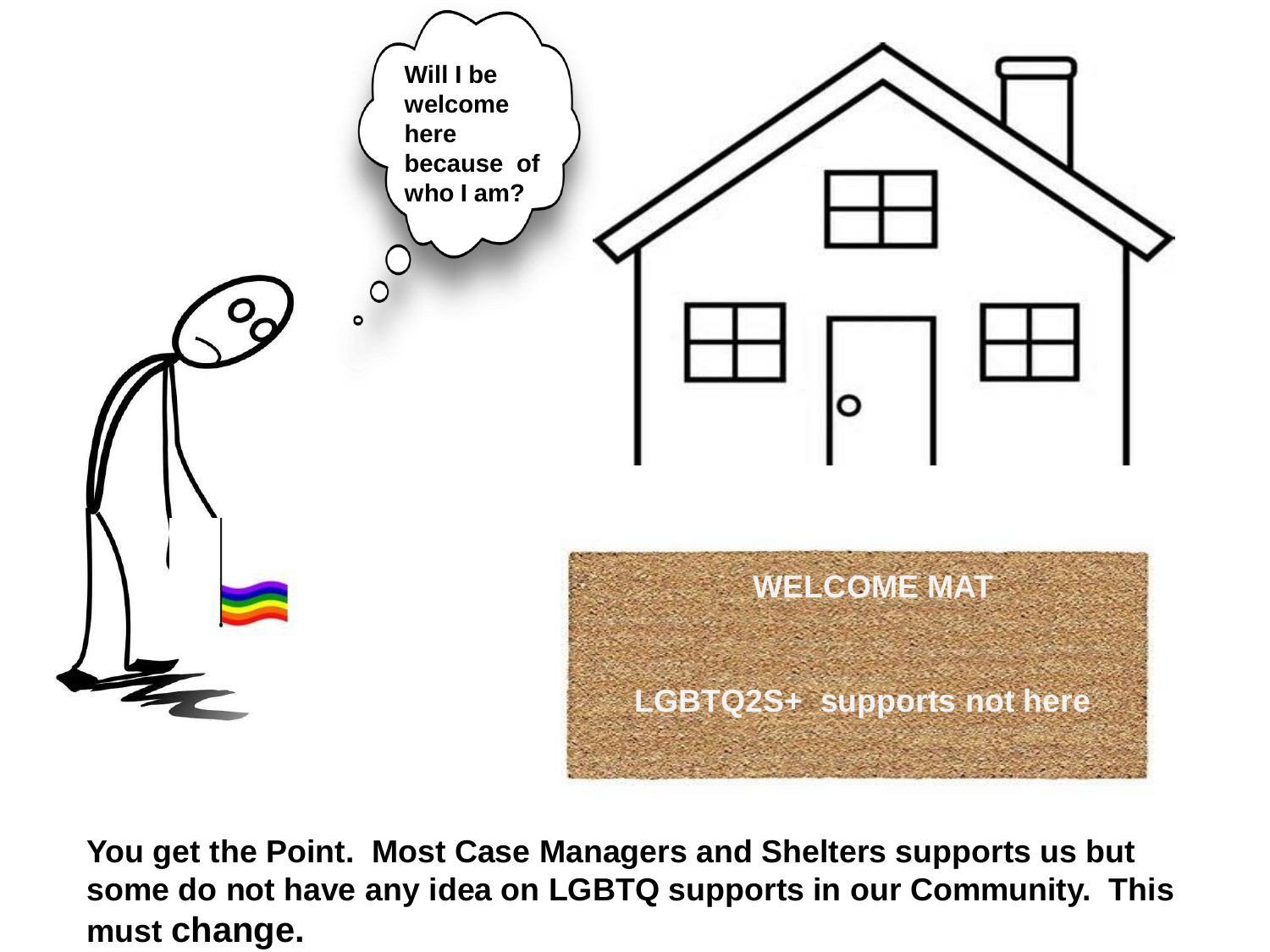Will I be welcome here because of who I am?

WELCOME MAT

LGBTQ2S+ supports not here

**You get the Point. Most Case Managers and Shelters supports us but some do not have any idea on LGBTQ supports in our Community. This must change.**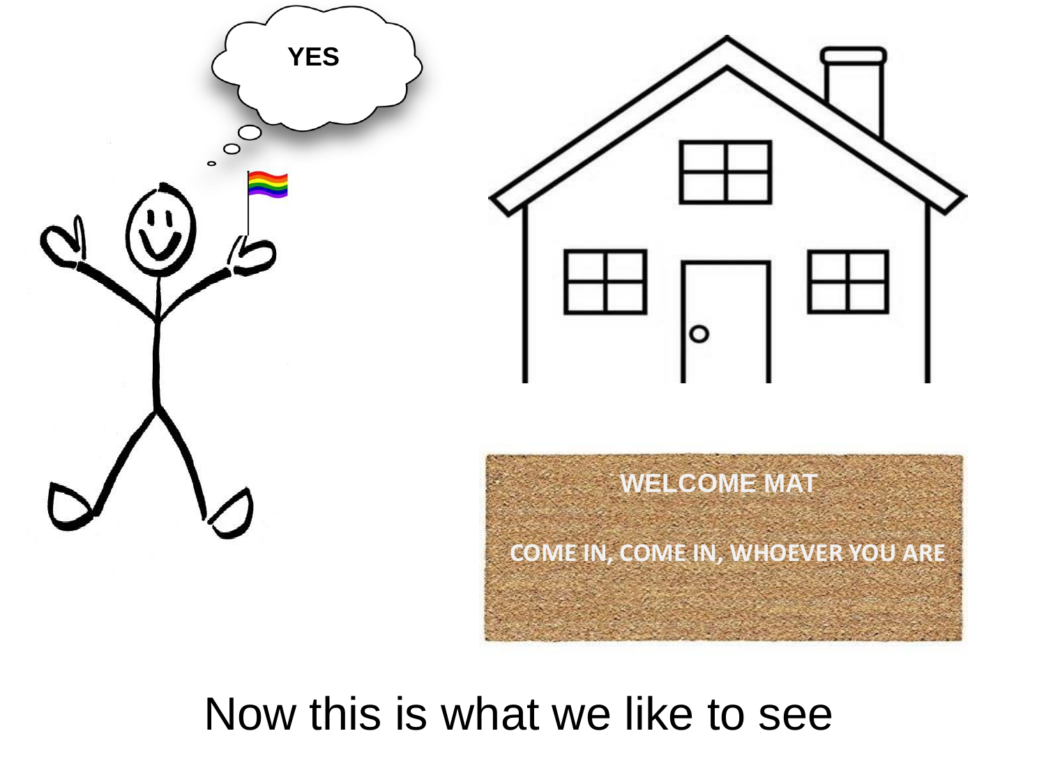YES

WELCOME MAT

COME IN, COME IN, WHOEVER YOU ARE

Now this is what we like to see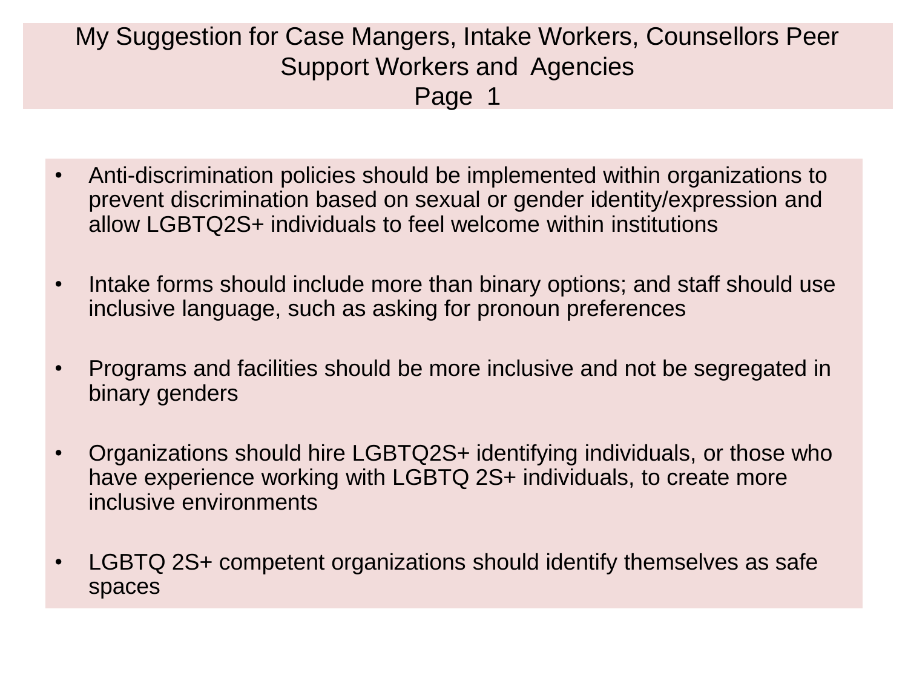# My Suggestion for Case Mangers, Intake Workers, Counsellors Peer Support Workers and Agencies
Page 1

- Anti-discrimination policies should be implemented within organizations to prevent discrimination based on sexual or gender identity/expression and allow LGBTQ2S+ individuals to feel welcome within institutions

- Intake forms should include more than binary options; and staff should use inclusive language, such as asking for pronoun preferences

- Programs and facilities should be more inclusive and not be segregated in binary genders

- Organizations should hire LGBTQ2S+ identifying individuals, or those who have experience working with LGBTQ 2S+ individuals, to create more inclusive environments

- LGBTQ 2S+ competent organizations should identify themselves as safe spaces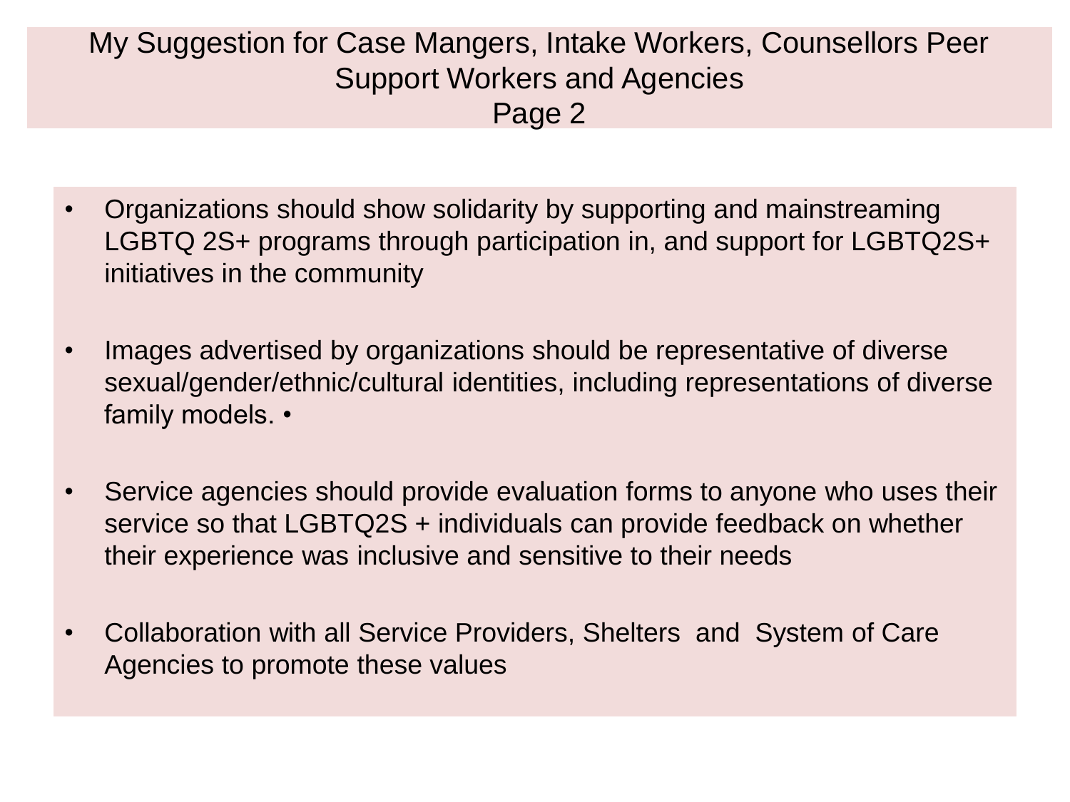# My Suggestion for Case Mangers, Intake Workers, Counsellors Peer Support Workers and Agencies
# Page 2

- Organizations should show solidarity by supporting and mainstreaming LGBTQ 2S+ programs through participation in, and support for LGBTQ2S+ initiatives in the community

- Images advertised by organizations should be representative of diverse sexual/gender/ethnic/cultural identities, including representations of diverse family models. •

- Service agencies should provide evaluation forms to anyone who uses their service so that LGBTQ2S + individuals can provide feedback on whether their experience was inclusive and sensitive to their needs

- Collaboration with all Service Providers, Shelters and System of Care Agencies to promote these values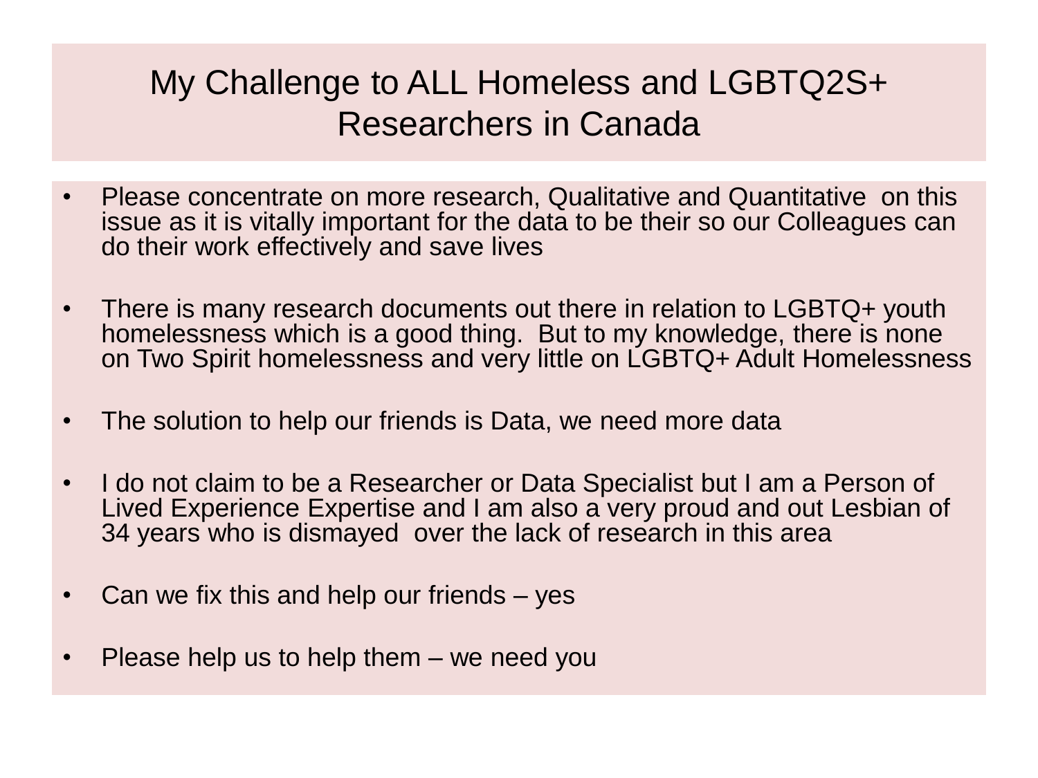# My Challenge to ALL Homeless and LGBTQ2S+ Researchers in Canada

- Please concentrate on more research, Qualitative and Quantitative on this issue as it is vitally important for the data to be their so our Colleagues can do their work effectively and save lives
- There is many research documents out there in relation to LGBTQ+ youth homelessness which is a good thing. But to my knowledge, there is none on Two Spirit homelessness and very little on LGBTQ+ Adult Homelessness
- The solution to help our friends is Data, we need more data
- I do not claim to be a Researcher or Data Specialist but I am a Person of Lived Experience Expertise and I am also a very proud and out Lesbian of 34 years who is dismayed over the lack of research in this area
- Can we fix this and help our friends – yes
- Please help us to help them – we need you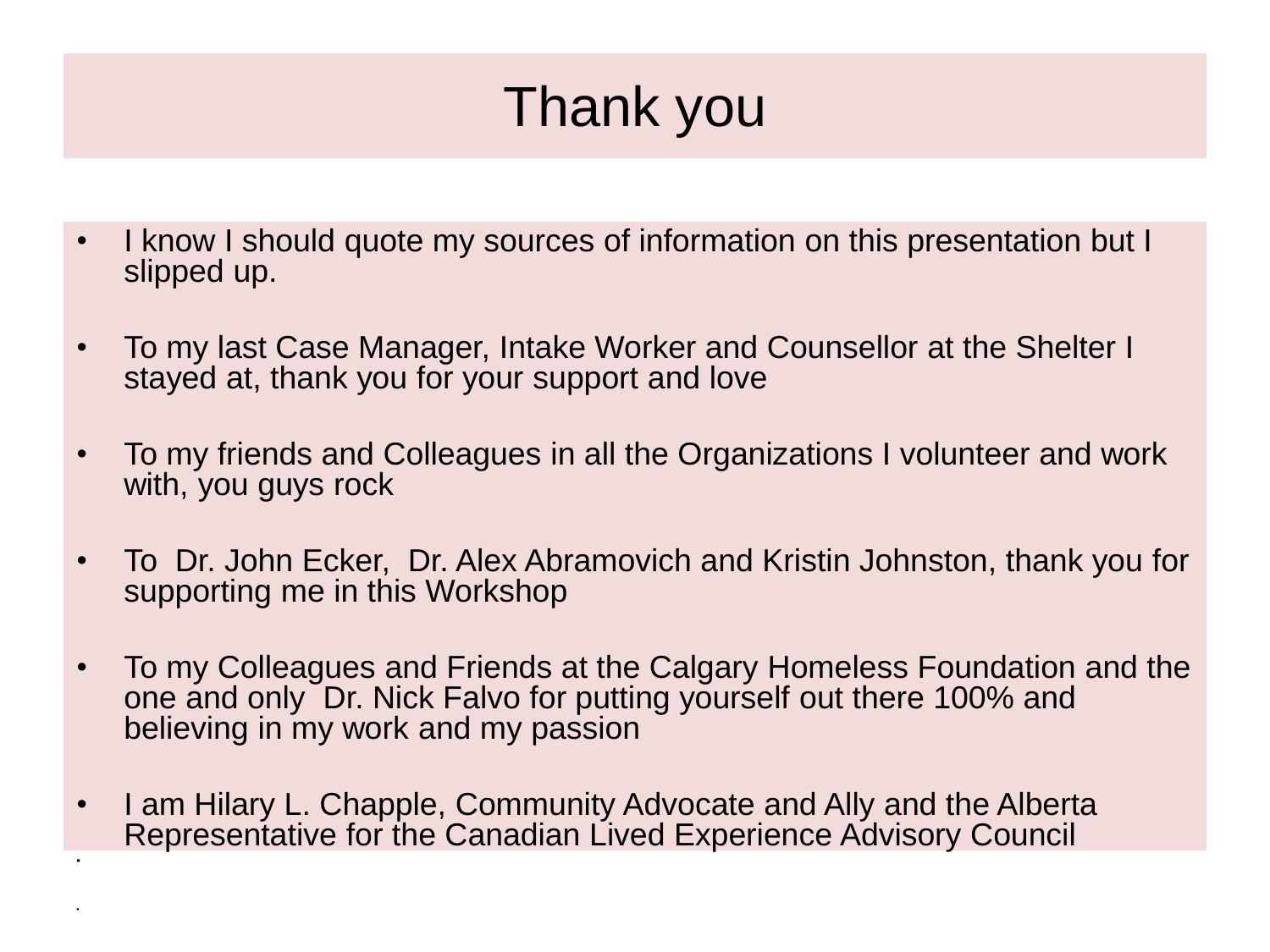# Thank you

- I know I should quote my sources of information on this presentation but I slipped up.
- To my last Case Manager, Intake Worker and Counsellor at the Shelter I stayed at, thank you for your support and love
- To my friends and Colleagues in all the Organizations I volunteer and work with, you guys rock
- To Dr. John Ecker, Dr. Alex Abramovich and Kristin Johnston, thank you for supporting me in this Workshop
- To my Colleagues and Friends at the Calgary Homeless Foundation and the one and only Dr. Nick Falvo for putting yourself out there 100% and believing in my work and my passion
- I am Hilary L. Chapple, Community Advocate and Ally and the Alberta Representative for the Canadian Lived Experience Advisory Council